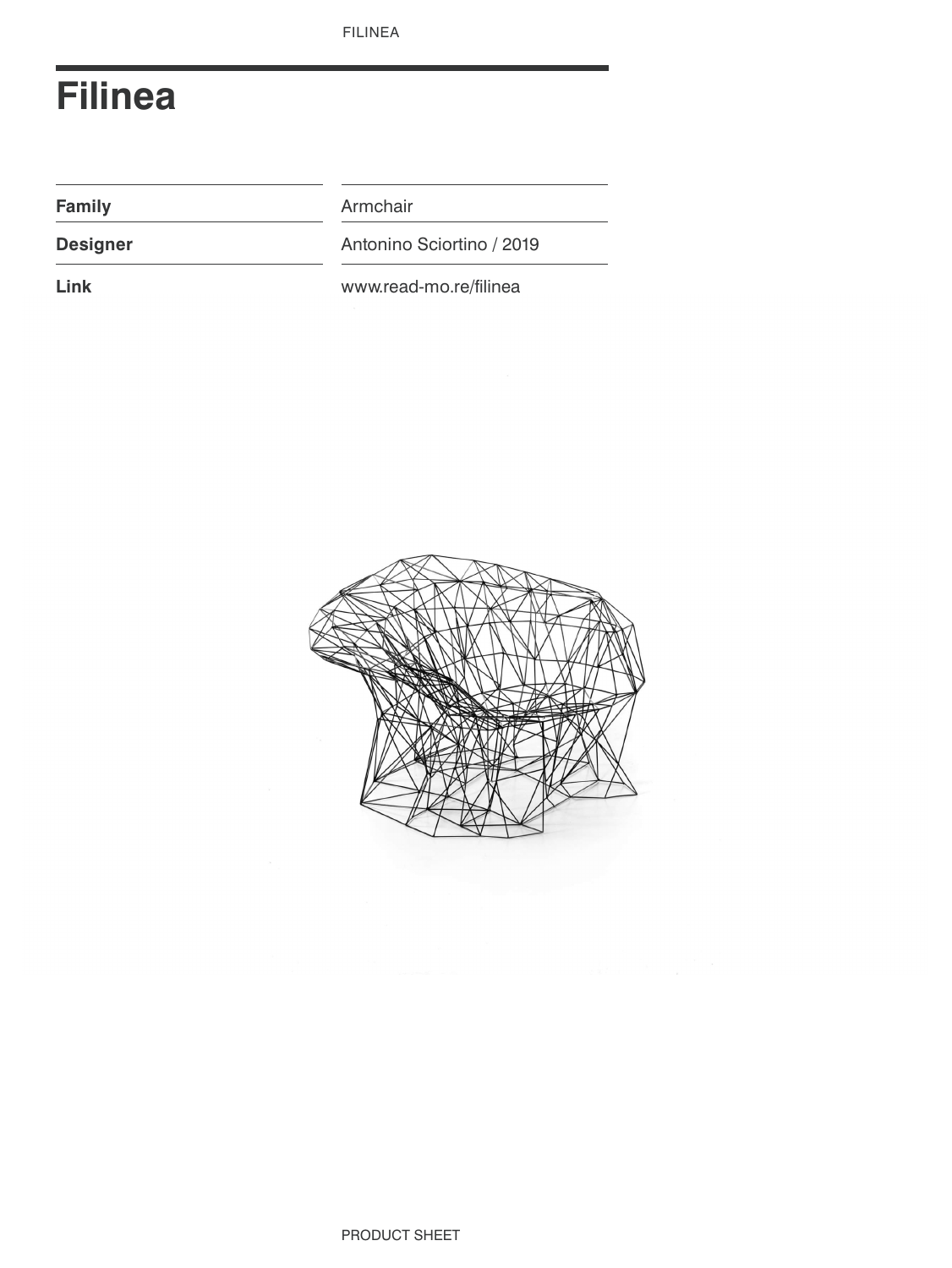# Filinea

| | |
|---|---|
| **Family** | Armchair |
| **Designer** | Antonino Sciortino / 2019 |
| **Link** | www.read-mo.re/filinea |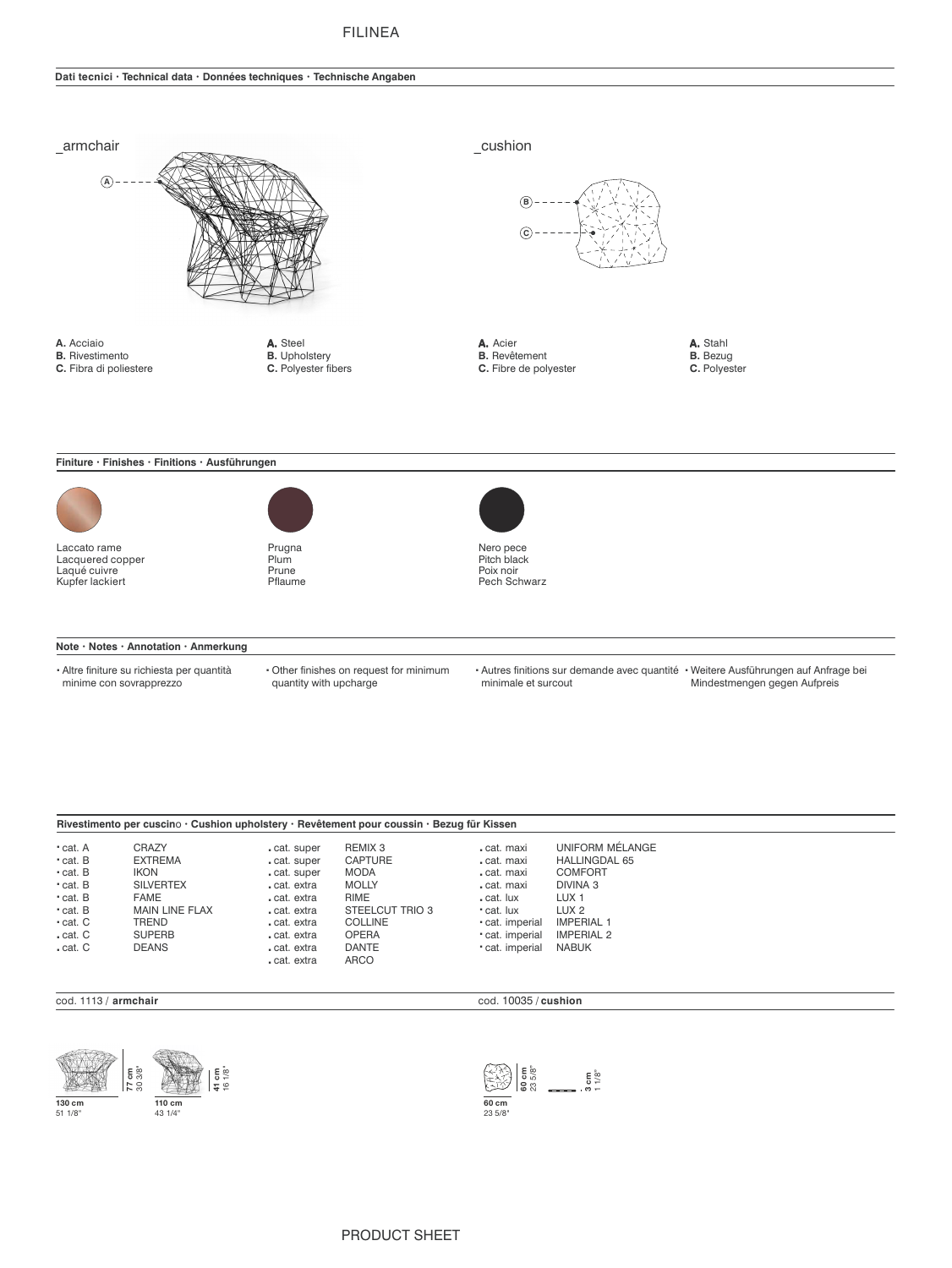# FILINEA

## Dati tecnici · Technical data · Données techniques · Technische Angaben

_armchair

_cushion

| | | | |
|---|---|---|---|
| **A.** Acciaio | **A.** Steel | **A.** Acier | **A.** Stahl |
| **B.** Rivestimento | **B.** Upholstery | **B.** Revêtement | **B.** Bezug |
| **C.** Fibra di poliestere | **C.** Polyester fibers | **C.** Fibre de polyester | **C.** Polyester |

## Finiture · Finishes · Finitions · Ausführungen

| | | |
|---|---|---|
| Laccato rame<br>Lacquered copper<br>Laqué cuivre<br>Kupfer lackiert | Prugna<br>Plum<br>Prune<br>Pflaume | Nero pece<br>Pitch black<br>Poix noir<br>Pech Schwarz |

## Note · Notes · Annotation · Anmerkung

- Altre finiture su richiesta per quantità minime con sovrapprezzo
- Other finishes on request for minimum quantity with upcharge
- Autres finitions sur demande avec quantité minimale et surcout
- Weitere Ausführungen auf Anfrage bei Mindestmengen gegen Aufpreis

## Rivestimento per cuscino · Cushion upholstery · Revêtement pour coussin · Bezug für Kissen

| | | | | | |
|---|---|---|---|---|---|
| cat. A | CRAZY | cat. super | REMIX 3 | cat. maxi | UNIFORM MÉLANGE |
| cat. B | EXTREMA | cat. super | CAPTURE | cat. maxi | HALLINGDAL 65 |
| cat. B | IKON | cat. super | MODA | cat. maxi | COMFORT |
| cat. B | SILVERTEX | cat. extra | MOLLY | cat. maxi | DIVINA 3 |
| cat. B | FAME | cat. extra | RIME | cat. lux | LUX 1 |
| cat. B | MAIN LINE FLAX | cat. extra | STEELCUT TRIO 3 | cat. lux | LUX 2 |
| cat. C | TREND | cat. extra | COLLINE | cat. imperial | IMPERIAL 1 |
| cat. C | SUPERB | cat. extra | OPERA | cat. imperial | IMPERIAL 2 |
| cat. C | DEANS | cat. extra | DANTE | cat. imperial | NABUK |
| | | cat. extra | ARCO | | |

cod. 1113 / **armchair**

**77 cm** 30 3/8" — **41 cm** 16 1/8"

**130 cm** 51 1/8" — **110 cm** 43 1/4"

cod. 10035 / **cushion**

**60 cm** 23 5/8" — **3 cm** 1 1/8"

**60 cm** 23 5/8"

PRODUCT SHEET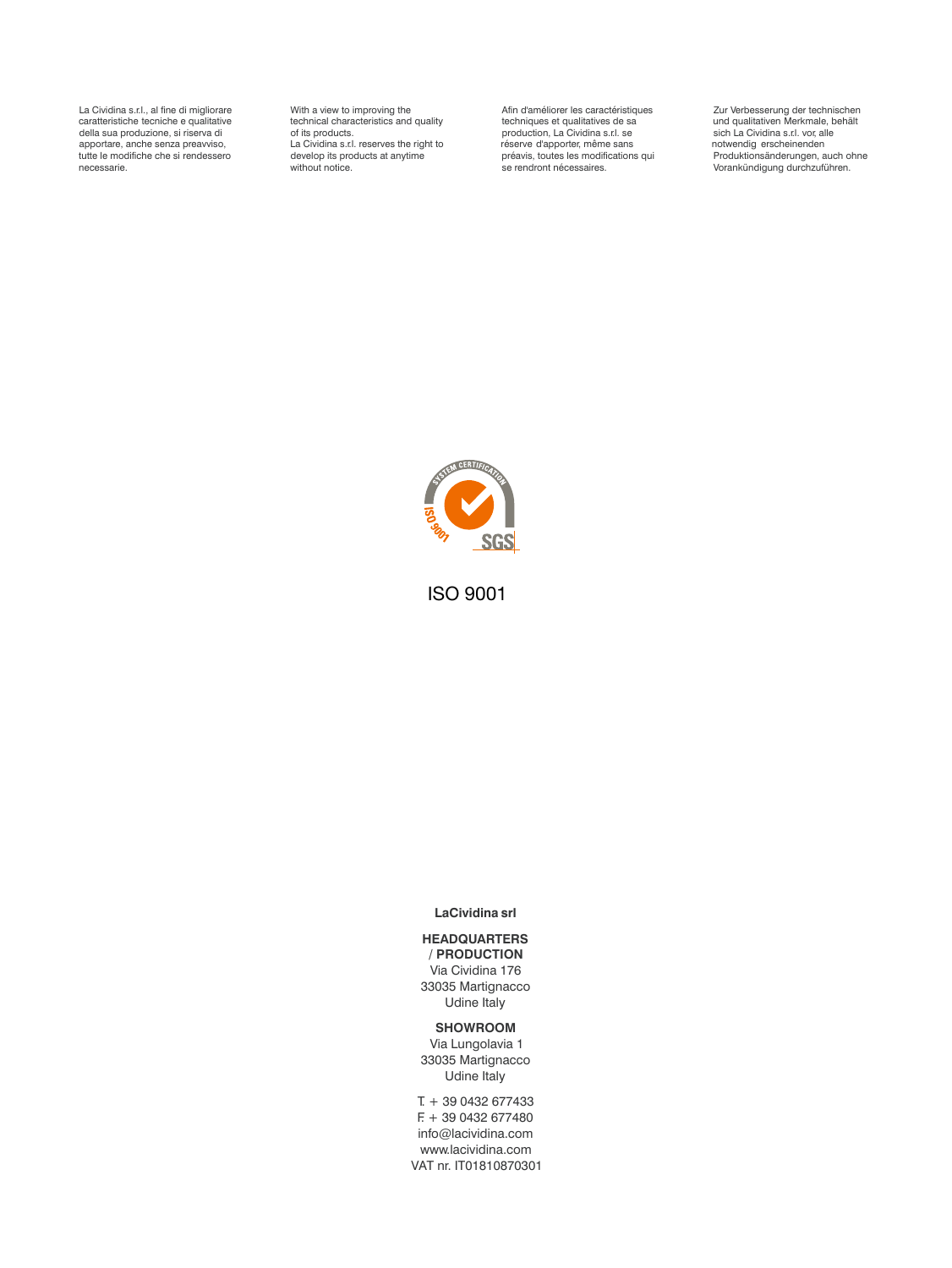La Cividina s.r.l., al fine di migliorare caratteristiche tecniche e qualitative della sua produzione, si riserva di apportare, anche senza preavviso, tutte le modifiche che si rendessero necessarie.

With a view to improving the technical characteristics and quality of its products.
La Cividina s.r.l. reserves the right to develop its products at anytime without notice.

Afin d'améliorer les caractéristiques techniques et qualitatives de sa production, La Cividina s.rl. se réserve d'apporter, même sans préavis, toutes les modifications qui se rendront nécessaires.

Zur Verbesserung der technischen und qualitativen Merkmale, behält sich La Cividina s.rl. vor, alle notwendig erscheinenden Produktionsänderungen, auch ohne Vorankündigung durchzuführen.

SYSTEM CERTIFICATION
ISO 9001
SGS

ISO 9001

**LaCividina srl**

**HEADQUARTERS / PRODUCTION**
Via Cividina 176
33035 Martignacco
Udine Italy

**SHOWROOM**
Via Lungolavia 1
33035 Martignacco
Udine Italy

T. + 39 0432 677433
F. + 39 0432 677480
info@lacividina.com
www.lacividina.com
VAT nr. IT01810870301